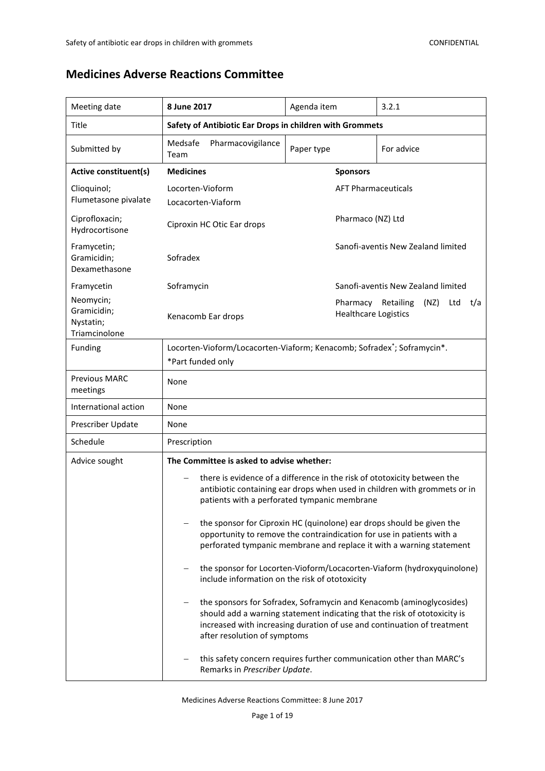# Medicines Adverse Reactions Committee

| Meeting date | 8 June 2017 | Agenda item | 3.2.1 |
|---|---|---|---|
| Title | **Safety of Antibiotic Ear Drops in children with Grommets** | | |
| Submitted by | Medsafe Pharmacovigilance Team | Paper type | For advice |
| **Active constituent(s)** | **Medicines** | **Sponsors** | |
| Clioquinol; Flumetasone pivalate | Locorten-Vioform<br>Locacorten-Viaform | AFT Pharmaceuticals | |
| Ciprofloxacin; Hydrocortisone | Ciproxin HC Otic Ear drops | Pharmaco (NZ) Ltd | |
| Framycetin; Gramicidin; Dexamethasone | Sofradex | Sanofi-aventis New Zealand limited | |
| Framycetin | Soframycin | Sanofi-aventis New Zealand limited | |
| Neomycin; Gramicidin; Nystatin; Triamcinolone | Kenacomb Ear drops | Pharmacy Retailing (NZ) Ltd t/a Healthcare Logistics | |
| Funding | Locorten-Vioform/Locacorten-Viaform; Kenacomb; Sofradex*; Soframycin*.<br>*Part funded only | | |
| Previous MARC meetings | None | | |
| International action | None | | |
| Prescriber Update | None | | |
| Schedule | Prescription | | |
| Advice sought | **The Committee is asked to advise whether:**<br>– there is evidence of a difference in the risk of ototoxicity between the antibiotic containing ear drops when used in children with grommets or in patients with a perforated tympanic membrane<br>– the sponsor for Ciproxin HC (quinolone) ear drops should be given the opportunity to remove the contraindication for use in patients with a perforated tympanic membrane and replace it with a warning statement<br>– the sponsor for Locorten-Vioform/Locacorten-Viaform (hydroxyquinolone) include information on the risk of ototoxicity<br>– the sponsors for Sofradex, Soframycin and Kenacomb (aminoglycosides) should add a warning statement indicating that the risk of ototoxicity is increased with increasing duration of use and continuation of treatment after resolution of symptoms<br>– this safety concern requires further communication other than MARC's Remarks in *Prescriber Update*. | | |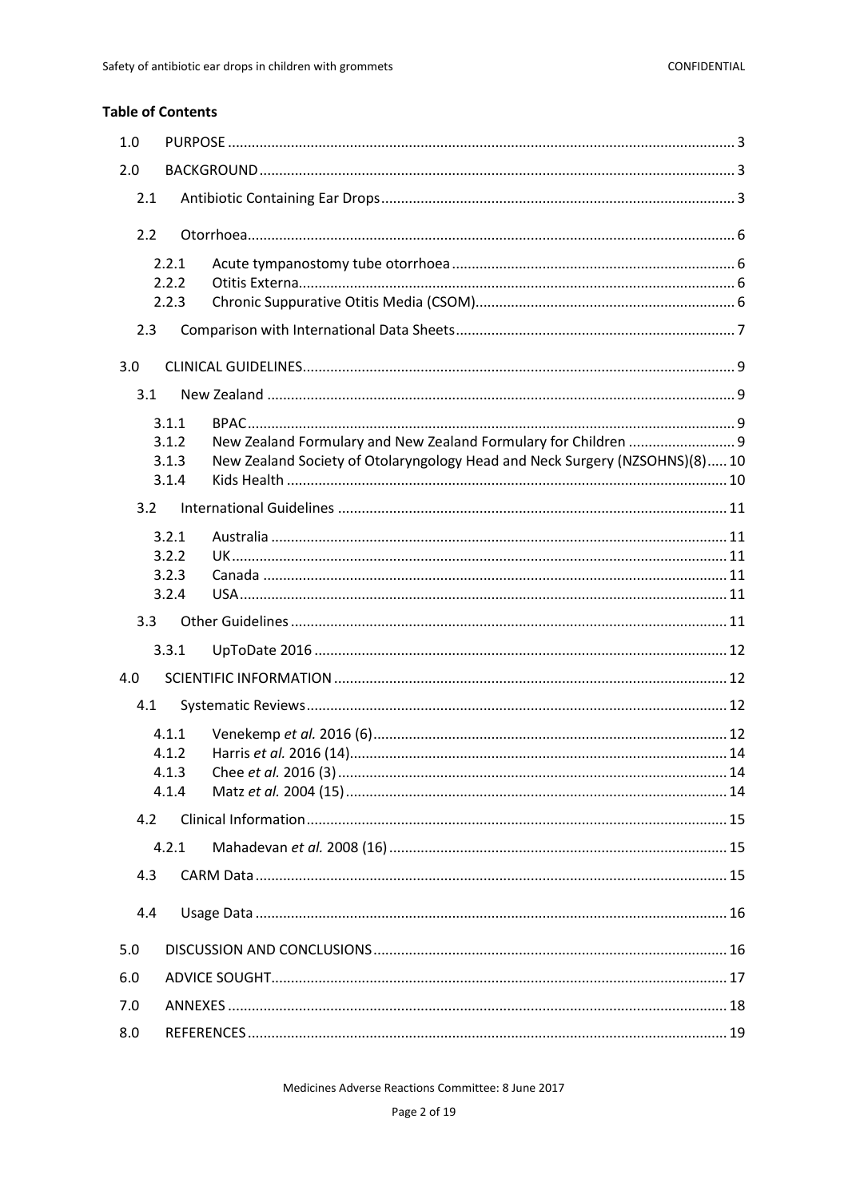**Table of Contents**

- 1.0 PURPOSE ... 3
- 2.0 BACKGROUND ... 3
  - 2.1 Antibiotic Containing Ear Drops ... 3
  - 2.2 Otorrhoea ... 6
    - 2.2.1 Acute tympanostomy tube otorrhoea ... 6
    - 2.2.2 Otitis Externa ... 6
    - 2.2.3 Chronic Suppurative Otitis Media (CSOM) ... 6
  - 2.3 Comparison with International Data Sheets ... 7
- 3.0 CLINICAL GUIDELINES ... 9
  - 3.1 New Zealand ... 9
    - 3.1.1 BPAC ... 9
    - 3.1.2 New Zealand Formulary and New Zealand Formulary for Children ... 9
    - 3.1.3 New Zealand Society of Otolaryngology Head and Neck Surgery (NZSOHNS)(8) ... 10
    - 3.1.4 Kids Health ... 10
  - 3.2 International Guidelines ... 11
    - 3.2.1 Australia ... 11
    - 3.2.2 UK ... 11
    - 3.2.3 Canada ... 11
    - 3.2.4 USA ... 11
  - 3.3 Other Guidelines ... 11
    - 3.3.1 UpToDate 2016 ... 12
- 4.0 SCIENTIFIC INFORMATION ... 12
  - 4.1 Systematic Reviews ... 12
    - 4.1.1 Venekemp *et al.* 2016 (6) ... 12
    - 4.1.2 Harris *et al.* 2016 (14) ... 14
    - 4.1.3 Chee *et al.* 2016 (3) ... 14
    - 4.1.4 Matz *et al.* 2004 (15) ... 14
  - 4.2 Clinical Information ... 15
    - 4.2.1 Mahadevan *et al.* 2008 (16) ... 15
  - 4.3 CARM Data ... 15
  - 4.4 Usage Data ... 16
- 5.0 DISCUSSION AND CONCLUSIONS ... 16
- 6.0 ADVICE SOUGHT ... 17
- 7.0 ANNEXES ... 18
- 8.0 REFERENCES ... 19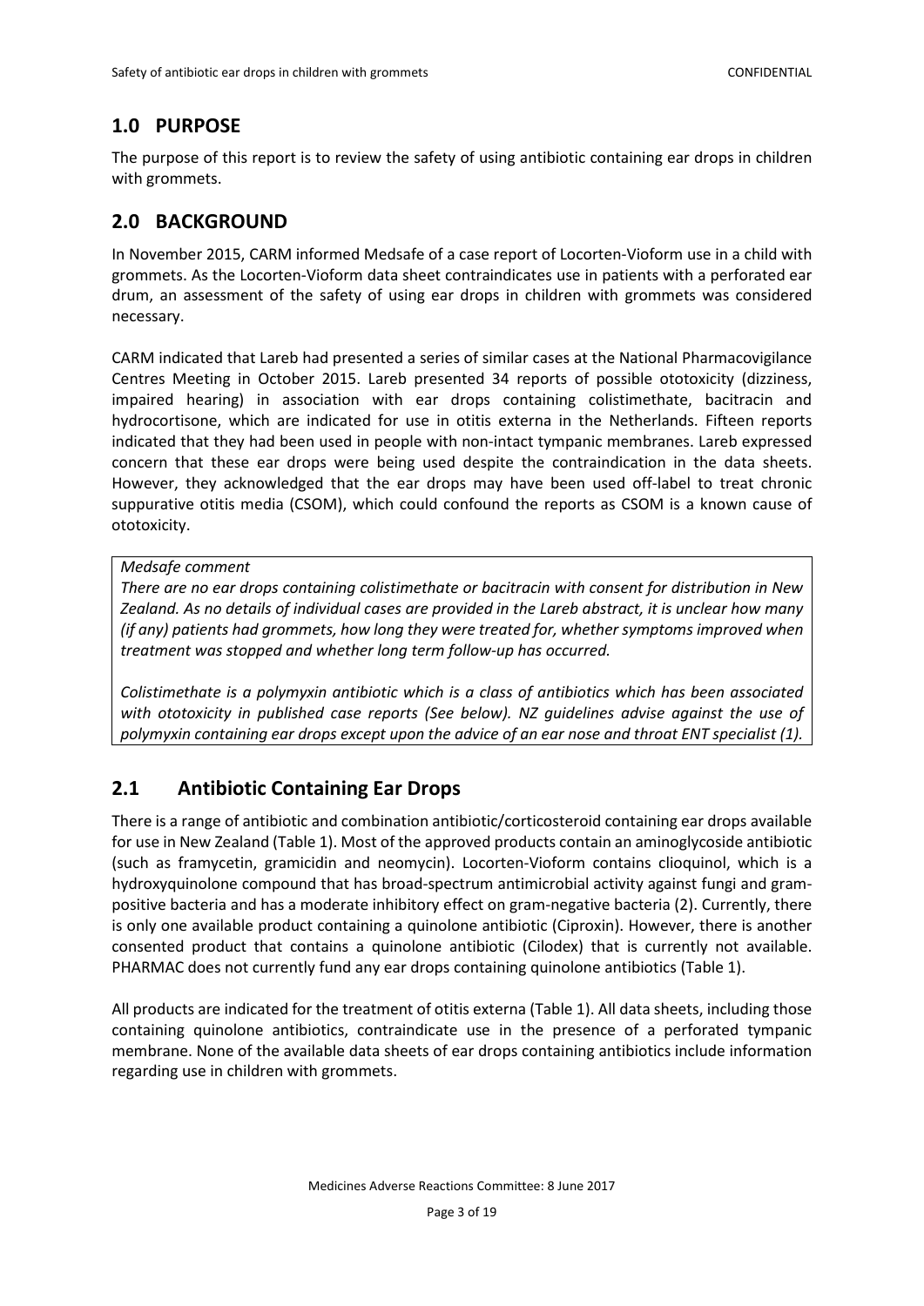## 1.0 PURPOSE

The purpose of this report is to review the safety of using antibiotic containing ear drops in children with grommets.

## 2.0 BACKGROUND

In November 2015, CARM informed Medsafe of a case report of Locorten-Vioform use in a child with grommets. As the Locorten-Vioform data sheet contraindicates use in patients with a perforated ear drum, an assessment of the safety of using ear drops in children with grommets was considered necessary.

CARM indicated that Lareb had presented a series of similar cases at the National Pharmacovigilance Centres Meeting in October 2015. Lareb presented 34 reports of possible ototoxicity (dizziness, impaired hearing) in association with ear drops containing colistimethate, bacitracin and hydrocortisone, which are indicated for use in otitis externa in the Netherlands. Fifteen reports indicated that they had been used in people with non-intact tympanic membranes. Lareb expressed concern that these ear drops were being used despite the contraindication in the data sheets. However, they acknowledged that the ear drops may have been used off-label to treat chronic suppurative otitis media (CSOM), which could confound the reports as CSOM is a known cause of ototoxicity.

> *Medsafe comment*
>
> *There are no ear drops containing colistimethate or bacitracin with consent for distribution in New Zealand. As no details of individual cases are provided in the Lareb abstract, it is unclear how many (if any) patients had grommets, how long they were treated for, whether symptoms improved when treatment was stopped and whether long term follow-up has occurred.*
>
> *Colistimethate is a polymyxin antibiotic which is a class of antibiotics which has been associated with ototoxicity in published case reports (See below). NZ guidelines advise against the use of polymyxin containing ear drops except upon the advice of an ear nose and throat ENT specialist (1).*

## 2.1 Antibiotic Containing Ear Drops

There is a range of antibiotic and combination antibiotic/corticosteroid containing ear drops available for use in New Zealand (Table 1). Most of the approved products contain an aminoglycoside antibiotic (such as framycetin, gramicidin and neomycin). Locorten-Vioform contains clioquinol, which is a hydroxyquinolone compound that has broad-spectrum antimicrobial activity against fungi and gram-positive bacteria and has a moderate inhibitory effect on gram-negative bacteria (2). Currently, there is only one available product containing a quinolone antibiotic (Ciproxin). However, there is another consented product that contains a quinolone antibiotic (Cilodex) that is currently not available. PHARMAC does not currently fund any ear drops containing quinolone antibiotics (Table 1).

All products are indicated for the treatment of otitis externa (Table 1). All data sheets, including those containing quinolone antibiotics, contraindicate use in the presence of a perforated tympanic membrane. None of the available data sheets of ear drops containing antibiotics include information regarding use in children with grommets.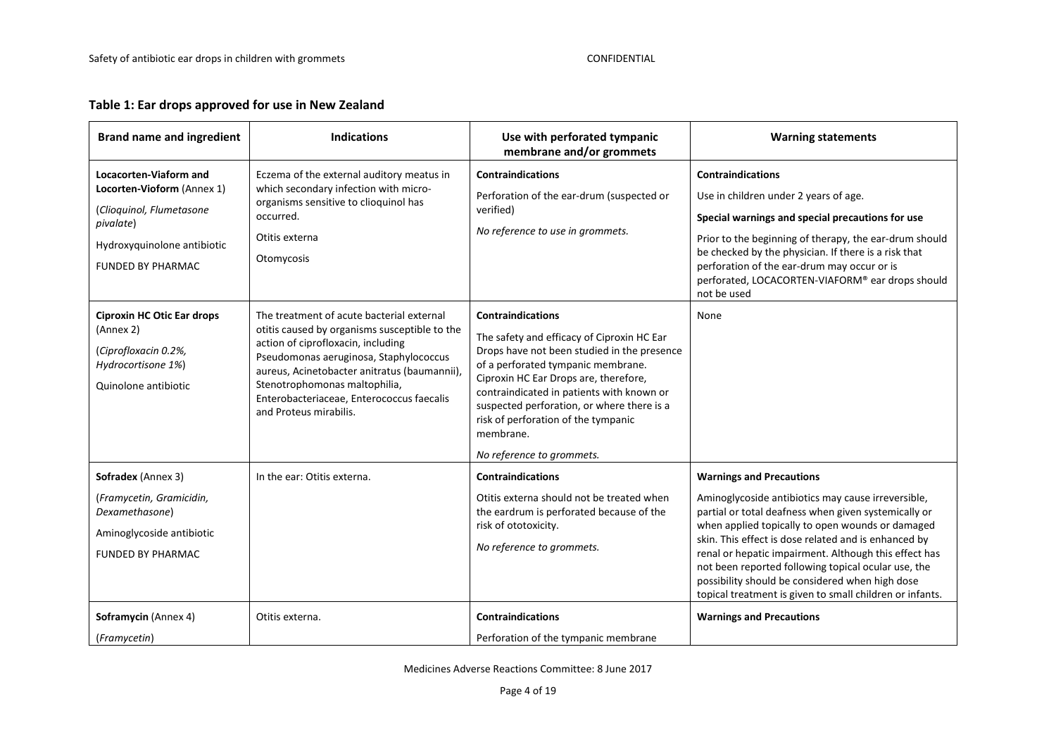## Table 1: Ear drops approved for use in New Zealand

| Brand name and ingredient | Indications | Use with perforated tympanic membrane and/or grommets | Warning statements |
| --- | --- | --- | --- |
| **Locacorten-Viaform and Locorten-Vioform** (Annex 1)<br><br>(*Clioquinol, Flumetasone pivalate*)<br><br>Hydroxyquinolone antibiotic<br><br>FUNDED BY PHARMAC | Eczema of the external auditory meatus in which secondary infection with micro-organisms sensitive to clioquinol has occurred.<br><br>Otitis externa<br><br>Otomycosis | **Contraindications**<br><br>Perforation of the ear-drum (suspected or verified)<br><br>*No reference to use in grommets.* | **Contraindications**<br><br>Use in children under 2 years of age.<br><br>**Special warnings and special precautions for use**<br><br>Prior to the beginning of therapy, the ear-drum should be checked by the physician. If there is a risk that perforation of the ear-drum may occur or is perforated, LOCACORTEN-VIAFORM® ear drops should not be used |
| **Ciproxin HC Otic Ear drops** (Annex 2)<br><br>(*Ciprofloxacin 0.2%, Hydrocortisone 1%*)<br><br>Quinolone antibiotic | The treatment of acute bacterial external otitis caused by organisms susceptible to the action of ciprofloxacin, including Pseudomonas aeruginosa, Staphylococcus aureus, Acinetobacter anitratus (baumannii), Stenotrophomonas maltophilia, Enterobacteriaceae, Enterococcus faecalis and Proteus mirabilis. | **Contraindications**<br><br>The safety and efficacy of Ciproxin HC Ear Drops have not been studied in the presence of a perforated tympanic membrane. Ciproxin HC Ear Drops are, therefore, contraindicated in patients with known or suspected perforation, or where there is a risk of perforation of the tympanic membrane.<br><br>*No reference to grommets.* | None |
| **Sofradex** (Annex 3)<br><br>(*Framycetin, Gramicidin, Dexamethasone*)<br><br>Aminoglycoside antibiotic<br><br>FUNDED BY PHARMAC | In the ear: Otitis externa. | **Contraindications**<br><br>Otitis externa should not be treated when the eardrum is perforated because of the risk of ototoxicity.<br><br>*No reference to grommets.* | **Warnings and Precautions**<br><br>Aminoglycoside antibiotics may cause irreversible, partial or total deafness when given systemically or when applied topically to open wounds or damaged skin. This effect is dose related and is enhanced by renal or hepatic impairment. Although this effect has not been reported following topical ocular use, the possibility should be considered when high dose topical treatment is given to small children or infants. |
| **Soframycin** (Annex 4)<br><br>(*Framycetin*) | Otitis externa. | **Contraindications**<br><br>Perforation of the tympanic membrane | **Warnings and Precautions** |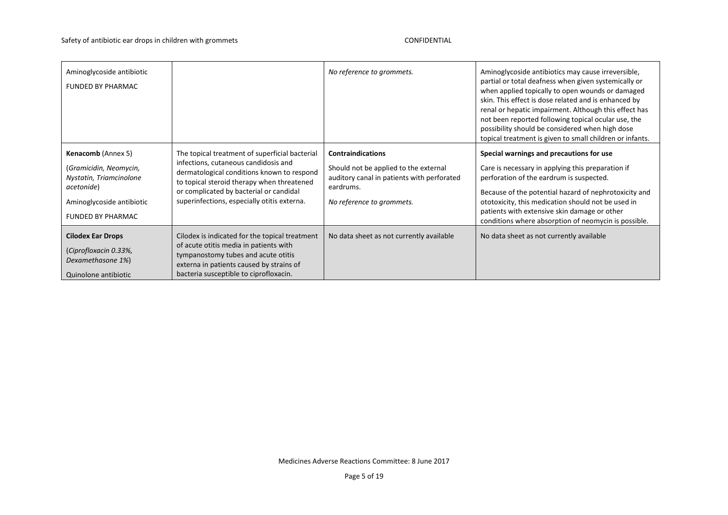| | | | |
|---|---|---|---|
| Aminoglycoside antibiotic<br>FUNDED BY PHARMAC | | *No reference to grommets.* | Aminoglycoside antibiotics may cause irreversible, partial or total deafness when given systemically or when applied topically to open wounds or damaged skin. This effect is dose related and is enhanced by renal or hepatic impairment. Although this effect has not been reported following topical ocular use, the possibility should be considered when high dose topical treatment is given to small children or infants. |
| **Kenacomb** (Annex 5)<br>(*Gramicidin, Neomycin, Nystatin, Triamcinolone acetonide*)<br>Aminoglycoside antibiotic<br>FUNDED BY PHARMAC | The topical treatment of superficial bacterial infections, cutaneous candidosis and dermatological conditions known to respond to topical steroid therapy when threatened or complicated by bacterial or candidal superinfections, especially otitis externa. | **Contraindications**<br>Should not be applied to the external auditory canal in patients with perforated eardrums.<br>*No reference to grommets.* | **Special warnings and precautions for use**<br>Care is necessary in applying this preparation if perforation of the eardrum is suspected.<br>Because of the potential hazard of nephrotoxicity and ototoxicity, this medication should not be used in patients with extensive skin damage or other conditions where absorption of neomycin is possible. |
| **Cilodex Ear Drops**<br>(*Ciprofloxacin 0.33%, Dexamethasone 1%*)<br>Quinolone antibiotic | Cilodex is indicated for the topical treatment of acute otitis media in patients with tympanostomy tubes and acute otitis externa in patients caused by strains of bacteria susceptible to ciprofloxacin. | No data sheet as not currently available | No data sheet as not currently available |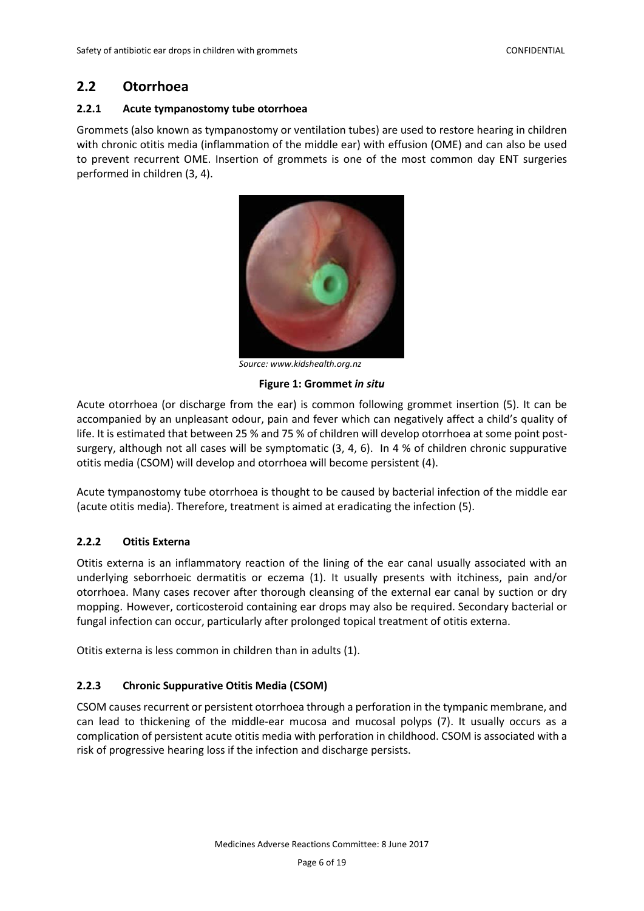## 2.2 Otorrhoea

### 2.2.1 Acute tympanostomy tube otorrhoea

Grommets (also known as tympanostomy or ventilation tubes) are used to restore hearing in children with chronic otitis media (inflammation of the middle ear) with effusion (OME) and can also be used to prevent recurrent OME. Insertion of grommets is one of the most common day ENT surgeries performed in children (3, 4).

*Source: www.kidshealth.org.nz*

**Figure 1: Grommet *in situ***

Acute otorrhoea (or discharge from the ear) is common following grommet insertion (5). It can be accompanied by an unpleasant odour, pain and fever which can negatively affect a child's quality of life. It is estimated that between 25 % and 75 % of children will develop otorrhoea at some point post-surgery, although not all cases will be symptomatic (3, 4, 6). In 4 % of children chronic suppurative otitis media (CSOM) will develop and otorrhoea will become persistent (4).

Acute tympanostomy tube otorrhoea is thought to be caused by bacterial infection of the middle ear (acute otitis media). Therefore, treatment is aimed at eradicating the infection (5).

### 2.2.2 Otitis Externa

Otitis externa is an inflammatory reaction of the lining of the ear canal usually associated with an underlying seborrhoeic dermatitis or eczema (1). It usually presents with itchiness, pain and/or otorrhoea. Many cases recover after thorough cleansing of the external ear canal by suction or dry mopping. However, corticosteroid containing ear drops may also be required. Secondary bacterial or fungal infection can occur, particularly after prolonged topical treatment of otitis externa.

Otitis externa is less common in children than in adults (1).

### 2.2.3 Chronic Suppurative Otitis Media (CSOM)

CSOM causes recurrent or persistent otorrhoea through a perforation in the tympanic membrane, and can lead to thickening of the middle-ear mucosa and mucosal polyps (7). It usually occurs as a complication of persistent acute otitis media with perforation in childhood. CSOM is associated with a risk of progressive hearing loss if the infection and discharge persists.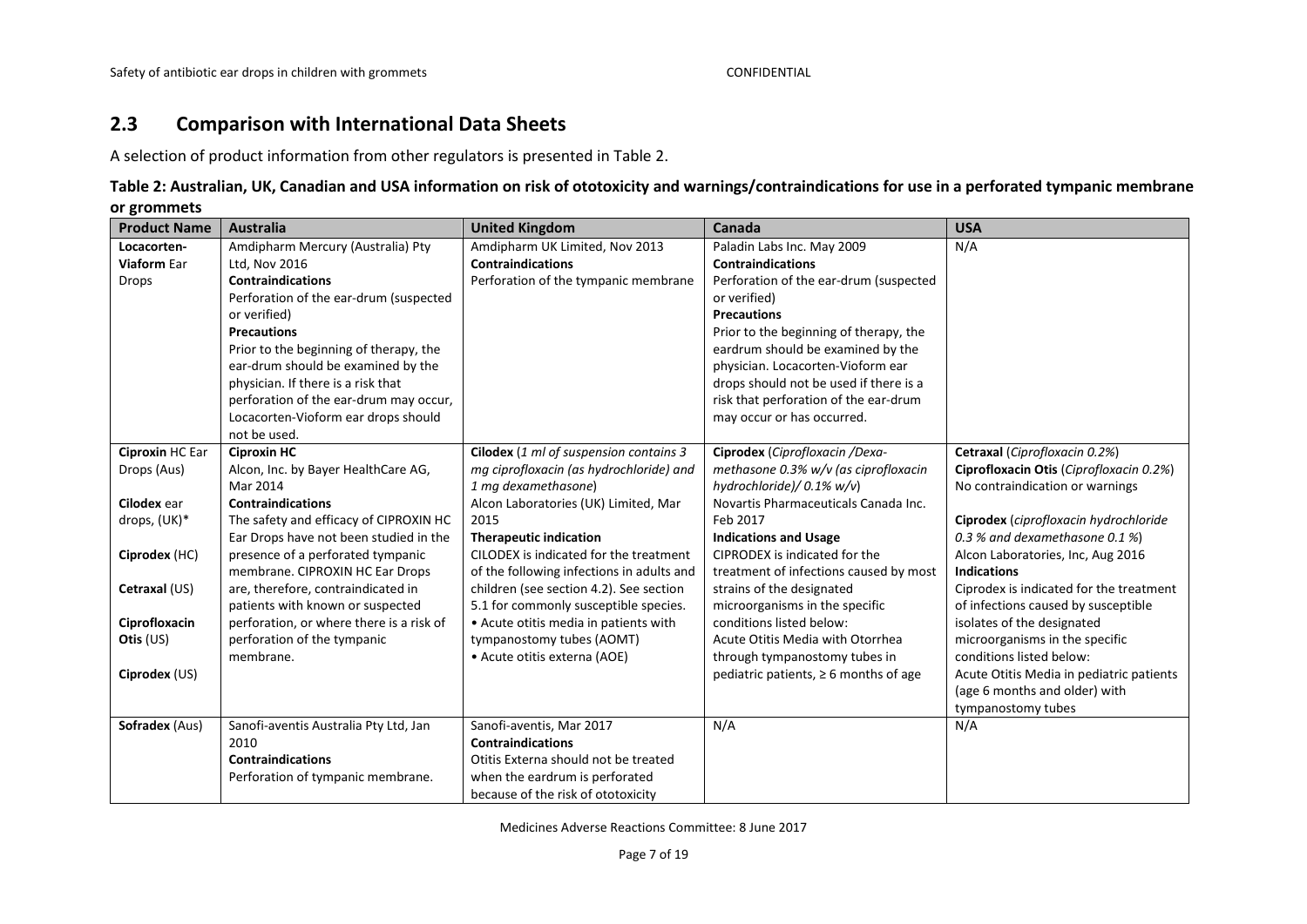## 2.3 Comparison with International Data Sheets

A selection of product information from other regulators is presented in Table 2.

**Table 2: Australian, UK, Canadian and USA information on risk of ototoxicity and warnings/contraindications for use in a perforated tympanic membrane or grommets**

| Product Name | Australia | United Kingdom | Canada | USA |
|---|---|---|---|---|
| **Locacorten-Viaform** Ear Drops | Amdipharm Mercury (Australia) Pty Ltd, Nov 2016<br>**Contraindications**<br>Perforation of the ear-drum (suspected or verified)<br>**Precautions**<br>Prior to the beginning of therapy, the ear-drum should be examined by the physician. If there is a risk that perforation of the ear-drum may occur, Locacorten-Vioform ear drops should not be used. | Amdipharm UK Limited, Nov 2013<br>**Contraindications**<br>Perforation of the tympanic membrane | Paladin Labs Inc. May 2009<br>**Contraindications**<br>Perforation of the ear-drum (suspected or verified)<br>**Precautions**<br>Prior to the beginning of therapy, the eardrum should be examined by the physician. Locacorten-Vioform ear drops should not be used if there is a risk that perforation of the ear-drum may occur or has occurred. | N/A |
| **Ciproxin** HC Ear Drops (Aus)<br><br>**Cilodex** ear drops, (UK)*<br><br>**Ciprodex** (HC)<br><br>**Cetraxal** (US)<br><br>**Ciprofloxacin Otis** (US)<br><br>**Ciprodex** (US) | **Ciproxin HC**<br>Alcon, Inc. by Bayer HealthCare AG, Mar 2014<br>**Contraindications**<br>The safety and efficacy of CIPROXIN HC Ear Drops have not been studied in the presence of a perforated tympanic membrane. CIPROXIN HC Ear Drops are, therefore, contraindicated in patients with known or suspected perforation, or where there is a risk of perforation of the tympanic membrane. | **Cilodex** (*1 ml of suspension contains 3 mg ciprofloxacin (as hydrochloride) and 1 mg dexamethasone*)<br>Alcon Laboratories (UK) Limited, Mar 2015<br>**Therapeutic indication**<br>CILODEX is indicated for the treatment of the following infections in adults and children (see section 4.2). See section 5.1 for commonly susceptible species.<br>• Acute otitis media in patients with tympanostomy tubes (AOMT)<br>• Acute otitis externa (AOE) | **Ciprodex** (*Ciprofloxacin /Dexa-methasone 0.3% w/v (as ciprofloxacin hydrochloride)/ 0.1% w/v*)<br>Novartis Pharmaceuticals Canada Inc. Feb 2017<br>**Indications and Usage**<br>CIPRODEX is indicated for the treatment of infections caused by most strains of the designated microorganisms in the specific conditions listed below:<br>Acute Otitis Media with Otorrhea through tympanostomy tubes in pediatric patients, ≥ 6 months of age | **Cetraxal** (*Ciprofloxacin 0.2%*)<br>**Ciprofloxacin Otis** (*Ciprofloxacin 0.2%*)<br>No contraindication or warnings<br><br>**Ciprodex** (*ciprofloxacin hydrochloride 0.3 % and dexamethasone 0.1 %*)<br>Alcon Laboratories, Inc, Aug 2016<br>**Indications**<br>Ciprodex is indicated for the treatment of infections caused by susceptible isolates of the designated microorganisms in the specific conditions listed below:<br>Acute Otitis Media in pediatric patients (age 6 months and older) with tympanostomy tubes |
| **Sofradex** (Aus) | Sanofi-aventis Australia Pty Ltd, Jan 2010<br>**Contraindications**<br>Perforation of tympanic membrane. | Sanofi-aventis, Mar 2017<br>**Contraindications**<br>Otitis Externa should not be treated when the eardrum is perforated because of the risk of ototoxicity | N/A | N/A |

Medicines Adverse Reactions Committee: 8 June 2017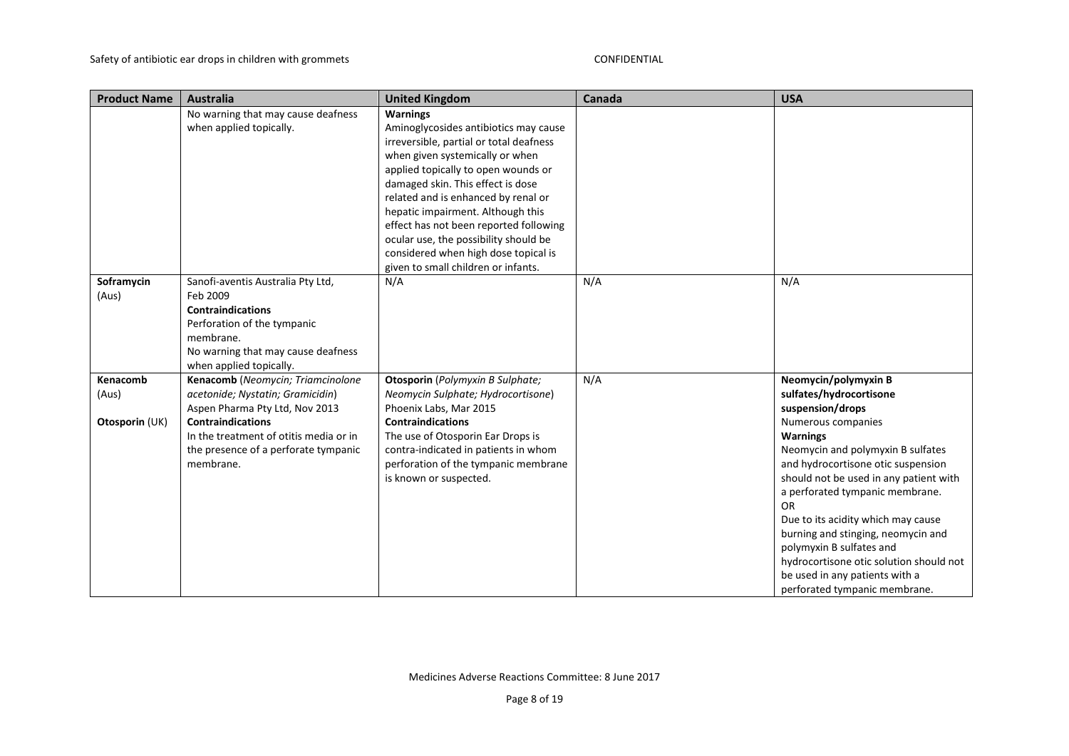| Product Name | Australia | United Kingdom | Canada | USA |
|---|---|---|---|---|
| | No warning that may cause deafness when applied topically. | **Warnings**<br>Aminoglycosides antibiotics may cause irreversible, partial or total deafness when given systemically or when applied topically to open wounds or damaged skin. This effect is dose related and is enhanced by renal or hepatic impairment. Although this effect has not been reported following ocular use, the possibility should be considered when high dose topical is given to small children or infants. | | |
| **Soframycin** (Aus) | Sanofi-aventis Australia Pty Ltd, Feb 2009<br>**Contraindications**<br>Perforation of the tympanic membrane.<br>No warning that may cause deafness when applied topically. | N/A | N/A | N/A |
| **Kenacomb** (Aus)<br><br>**Otosporin** (UK) | **Kenacomb** (*Neomycin; Triamcinolone acetonide; Nystatin; Gramicidin*)<br>Aspen Pharma Pty Ltd, Nov 2013<br>**Contraindications**<br>In the treatment of otitis media or in the presence of a perforate tympanic membrane. | **Otosporin** (*Polymyxin B Sulphate; Neomycin Sulphate; Hydrocortisone*)<br>Phoenix Labs, Mar 2015<br>**Contraindications**<br>The use of Otosporin Ear Drops is contra-indicated in patients in whom perforation of the tympanic membrane is known or suspected. | N/A | **Neomycin/polymyxin B sulfates/hydrocortisone suspension/drops**<br>Numerous companies<br>**Warnings**<br>Neomycin and polymyxin B sulfates and hydrocortisone otic suspension should not be used in any patient with a perforated tympanic membrane.<br>OR<br>Due to its acidity which may cause burning and stinging, neomycin and polymyxin B sulfates and hydrocortisone otic solution should not be used in any patients with a perforated tympanic membrane. |

Medicines Adverse Reactions Committee: 8 June 2017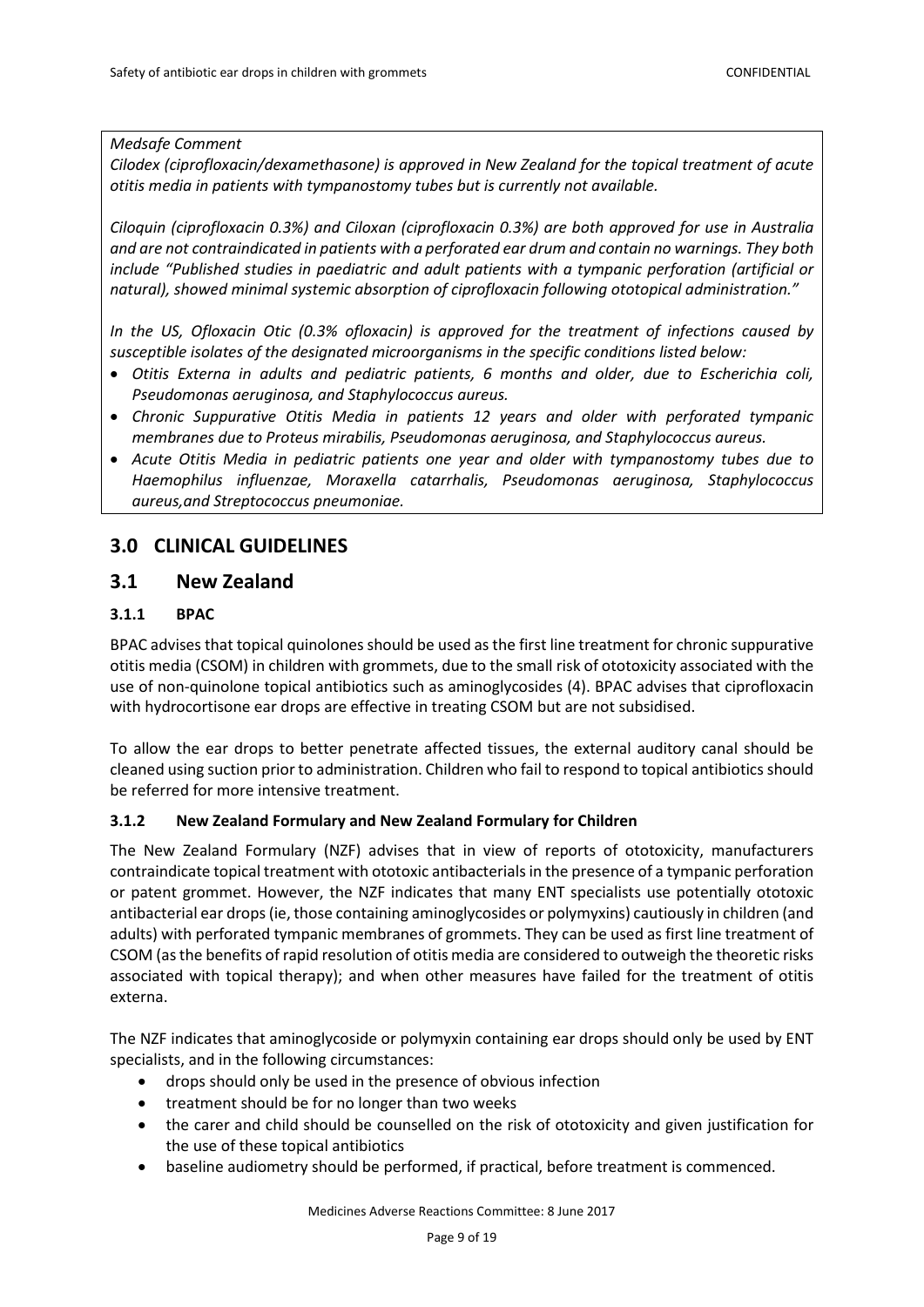*Medsafe Comment*

*Cilodex (ciprofloxacin/dexamethasone) is approved in New Zealand for the topical treatment of acute otitis media in patients with tympanostomy tubes but is currently not available.*

*Ciloquin (ciprofloxacin 0.3%) and Ciloxan (ciprofloxacin 0.3%) are both approved for use in Australia and are not contraindicated in patients with a perforated ear drum and contain no warnings. They both include "Published studies in paediatric and adult patients with a tympanic perforation (artificial or natural), showed minimal systemic absorption of ciprofloxacin following ototopical administration."*

*In the US, Ofloxacin Otic (0.3% ofloxacin) is approved for the treatment of infections caused by susceptible isolates of the designated microorganisms in the specific conditions listed below:*

- *Otitis Externa in adults and pediatric patients, 6 months and older, due to Escherichia coli, Pseudomonas aeruginosa, and Staphylococcus aureus.*
- *Chronic Suppurative Otitis Media in patients 12 years and older with perforated tympanic membranes due to Proteus mirabilis, Pseudomonas aeruginosa, and Staphylococcus aureus.*
- *Acute Otitis Media in pediatric patients one year and older with tympanostomy tubes due to Haemophilus influenzae, Moraxella catarrhalis, Pseudomonas aeruginosa, Staphylococcus aureus,and Streptococcus pneumoniae.*

# 3.0 CLINICAL GUIDELINES

## 3.1 New Zealand

### 3.1.1 BPAC

BPAC advises that topical quinolones should be used as the first line treatment for chronic suppurative otitis media (CSOM) in children with grommets, due to the small risk of ototoxicity associated with the use of non-quinolone topical antibiotics such as aminoglycosides (4). BPAC advises that ciprofloxacin with hydrocortisone ear drops are effective in treating CSOM but are not subsidised.

To allow the ear drops to better penetrate affected tissues, the external auditory canal should be cleaned using suction prior to administration. Children who fail to respond to topical antibiotics should be referred for more intensive treatment.

### 3.1.2 New Zealand Formulary and New Zealand Formulary for Children

The New Zealand Formulary (NZF) advises that in view of reports of ototoxicity, manufacturers contraindicate topical treatment with ototoxic antibacterials in the presence of a tympanic perforation or patent grommet. However, the NZF indicates that many ENT specialists use potentially ototoxic antibacterial ear drops (ie, those containing aminoglycosides or polymyxins) cautiously in children (and adults) with perforated tympanic membranes of grommets. They can be used as first line treatment of CSOM (as the benefits of rapid resolution of otitis media are considered to outweigh the theoretic risks associated with topical therapy); and when other measures have failed for the treatment of otitis externa.

The NZF indicates that aminoglycoside or polymyxin containing ear drops should only be used by ENT specialists, and in the following circumstances:

- drops should only be used in the presence of obvious infection
- treatment should be for no longer than two weeks
- the carer and child should be counselled on the risk of ototoxicity and given justification for the use of these topical antibiotics
- baseline audiometry should be performed, if practical, before treatment is commenced.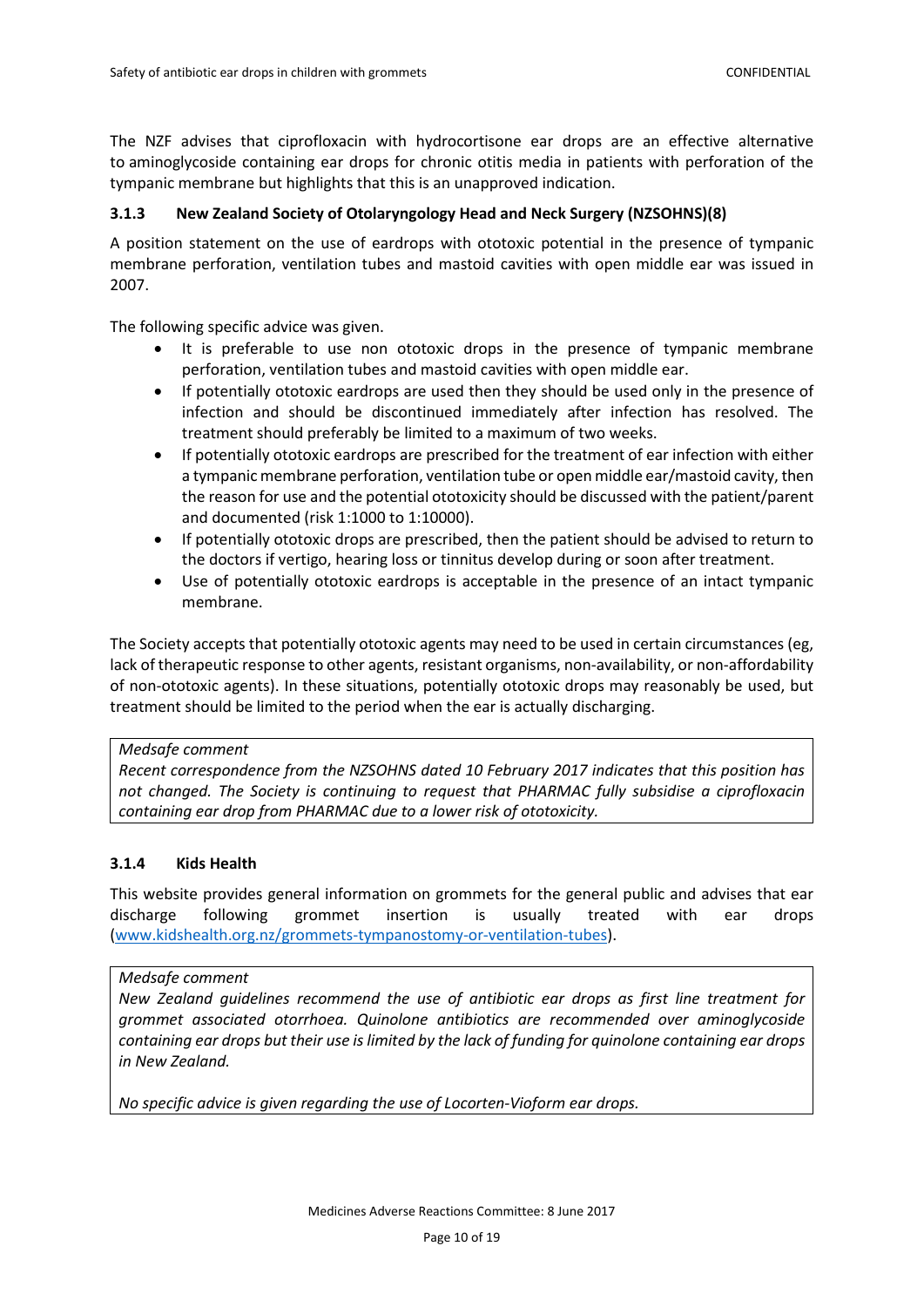The NZF advises that ciprofloxacin with hydrocortisone ear drops are an effective alternative to aminoglycoside containing ear drops for chronic otitis media in patients with perforation of the tympanic membrane but highlights that this is an unapproved indication.

### 3.1.3 New Zealand Society of Otolaryngology Head and Neck Surgery (NZSOHNS)(8)

A position statement on the use of eardrops with ototoxic potential in the presence of tympanic membrane perforation, ventilation tubes and mastoid cavities with open middle ear was issued in 2007.

The following specific advice was given.

- It is preferable to use non ototoxic drops in the presence of tympanic membrane perforation, ventilation tubes and mastoid cavities with open middle ear.
- If potentially ototoxic eardrops are used then they should be used only in the presence of infection and should be discontinued immediately after infection has resolved. The treatment should preferably be limited to a maximum of two weeks.
- If potentially ototoxic eardrops are prescribed for the treatment of ear infection with either a tympanic membrane perforation, ventilation tube or open middle ear/mastoid cavity, then the reason for use and the potential ototoxicity should be discussed with the patient/parent and documented (risk 1:1000 to 1:10000).
- If potentially ototoxic drops are prescribed, then the patient should be advised to return to the doctors if vertigo, hearing loss or tinnitus develop during or soon after treatment.
- Use of potentially ototoxic eardrops is acceptable in the presence of an intact tympanic membrane.

The Society accepts that potentially ototoxic agents may need to be used in certain circumstances (eg, lack of therapeutic response to other agents, resistant organisms, non-availability, or non-affordability of non-ototoxic agents). In these situations, potentially ototoxic drops may reasonably be used, but treatment should be limited to the period when the ear is actually discharging.

> *Medsafe comment*
>
> *Recent correspondence from the NZSOHNS dated 10 February 2017 indicates that this position has not changed. The Society is continuing to request that PHARMAC fully subsidise a ciprofloxacin containing ear drop from PHARMAC due to a lower risk of ototoxicity.*

### 3.1.4 Kids Health

This website provides general information on grommets for the general public and advises that ear discharge following grommet insertion is usually treated with ear drops (www.kidshealth.org.nz/grommets-tympanostomy-or-ventilation-tubes).

> *Medsafe comment*
>
> *New Zealand guidelines recommend the use of antibiotic ear drops as first line treatment for grommet associated otorrhoea. Quinolone antibiotics are recommended over aminoglycoside containing ear drops but their use is limited by the lack of funding for quinolone containing ear drops in New Zealand.*
>
> *No specific advice is given regarding the use of Locorten-Vioform ear drops.*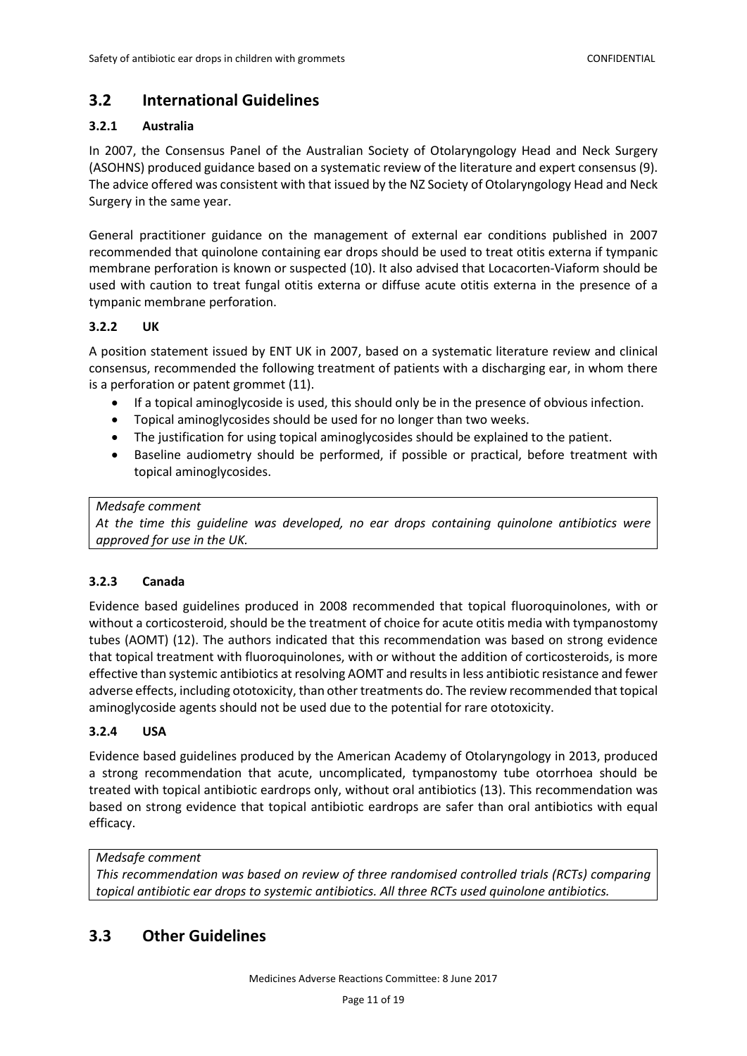## 3.2 International Guidelines

### 3.2.1 Australia

In 2007, the Consensus Panel of the Australian Society of Otolaryngology Head and Neck Surgery (ASOHNS) produced guidance based on a systematic review of the literature and expert consensus (9). The advice offered was consistent with that issued by the NZ Society of Otolaryngology Head and Neck Surgery in the same year.

General practitioner guidance on the management of external ear conditions published in 2007 recommended that quinolone containing ear drops should be used to treat otitis externa if tympanic membrane perforation is known or suspected (10). It also advised that Locacorten-Viaform should be used with caution to treat fungal otitis externa or diffuse acute otitis externa in the presence of a tympanic membrane perforation.

### 3.2.2 UK

A position statement issued by ENT UK in 2007, based on a systematic literature review and clinical consensus, recommended the following treatment of patients with a discharging ear, in whom there is a perforation or patent grommet (11).

- If a topical aminoglycoside is used, this should only be in the presence of obvious infection.
- Topical aminoglycosides should be used for no longer than two weeks.
- The justification for using topical aminoglycosides should be explained to the patient.
- Baseline audiometry should be performed, if possible or practical, before treatment with topical aminoglycosides.

> *Medsafe comment*
> *At the time this guideline was developed, no ear drops containing quinolone antibiotics were approved for use in the UK.*

### 3.2.3 Canada

Evidence based guidelines produced in 2008 recommended that topical fluoroquinolones, with or without a corticosteroid, should be the treatment of choice for acute otitis media with tympanostomy tubes (AOMT) (12). The authors indicated that this recommendation was based on strong evidence that topical treatment with fluoroquinolones, with or without the addition of corticosteroids, is more effective than systemic antibiotics at resolving AOMT and results in less antibiotic resistance and fewer adverse effects, including ototoxicity, than other treatments do. The review recommended that topical aminoglycoside agents should not be used due to the potential for rare ototoxicity.

### 3.2.4 USA

Evidence based guidelines produced by the American Academy of Otolaryngology in 2013, produced a strong recommendation that acute, uncomplicated, tympanostomy tube otorrhoea should be treated with topical antibiotic eardrops only, without oral antibiotics (13). This recommendation was based on strong evidence that topical antibiotic eardrops are safer than oral antibiotics with equal efficacy.

> *Medsafe comment*
> *This recommendation was based on review of three randomised controlled trials (RCTs) comparing topical antibiotic ear drops to systemic antibiotics. All three RCTs used quinolone antibiotics.*

## 3.3 Other Guidelines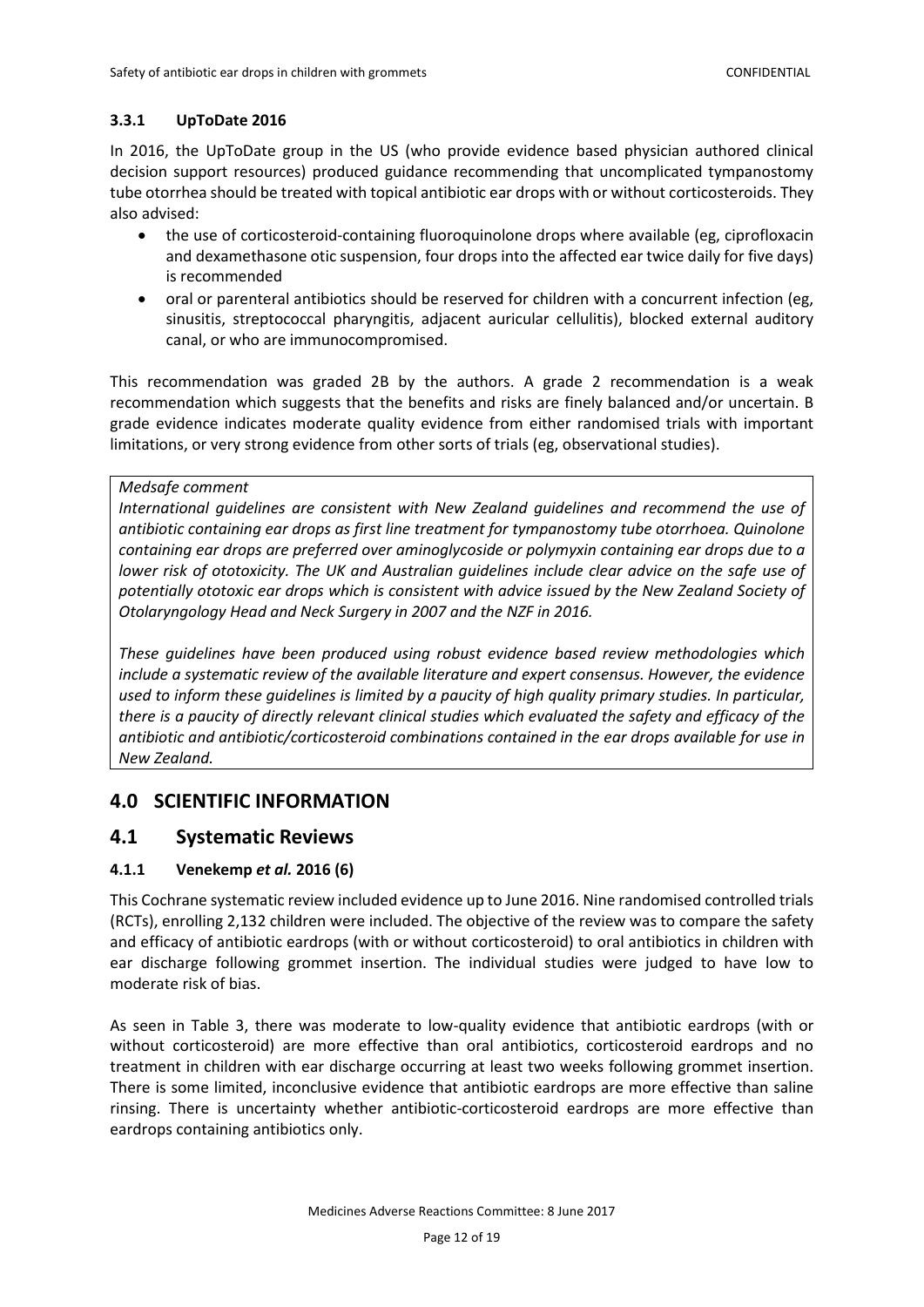### 3.3.1 UpToDate 2016

In 2016, the UpToDate group in the US (who provide evidence based physician authored clinical decision support resources) produced guidance recommending that uncomplicated tympanostomy tube otorrhea should be treated with topical antibiotic ear drops with or without corticosteroids. They also advised:

- the use of corticosteroid-containing fluoroquinolone drops where available (eg, ciprofloxacin and dexamethasone otic suspension, four drops into the affected ear twice daily for five days) is recommended
- oral or parenteral antibiotics should be reserved for children with a concurrent infection (eg, sinusitis, streptococcal pharyngitis, adjacent auricular cellulitis), blocked external auditory canal, or who are immunocompromised.

This recommendation was graded 2B by the authors. A grade 2 recommendation is a weak recommendation which suggests that the benefits and risks are finely balanced and/or uncertain. B grade evidence indicates moderate quality evidence from either randomised trials with important limitations, or very strong evidence from other sorts of trials (eg, observational studies).

> *Medsafe comment*
>
> *International guidelines are consistent with New Zealand guidelines and recommend the use of antibiotic containing ear drops as first line treatment for tympanostomy tube otorrhoea. Quinolone containing ear drops are preferred over aminoglycoside or polymyxin containing ear drops due to a lower risk of ototoxicity. The UK and Australian guidelines include clear advice on the safe use of potentially ototoxic ear drops which is consistent with advice issued by the New Zealand Society of Otolaryngology Head and Neck Surgery in 2007 and the NZF in 2016.*
>
> *These guidelines have been produced using robust evidence based review methodologies which include a systematic review of the available literature and expert consensus. However, the evidence used to inform these guidelines is limited by a paucity of high quality primary studies. In particular, there is a paucity of directly relevant clinical studies which evaluated the safety and efficacy of the antibiotic and antibiotic/corticosteroid combinations contained in the ear drops available for use in New Zealand.*

## 4.0 SCIENTIFIC INFORMATION

## 4.1 Systematic Reviews

### 4.1.1 Venekemp *et al.* 2016 (6)

This Cochrane systematic review included evidence up to June 2016. Nine randomised controlled trials (RCTs), enrolling 2,132 children were included. The objective of the review was to compare the safety and efficacy of antibiotic eardrops (with or without corticosteroid) to oral antibiotics in children with ear discharge following grommet insertion. The individual studies were judged to have low to moderate risk of bias.

As seen in Table 3, there was moderate to low-quality evidence that antibiotic eardrops (with or without corticosteroid) are more effective than oral antibiotics, corticosteroid eardrops and no treatment in children with ear discharge occurring at least two weeks following grommet insertion. There is some limited, inconclusive evidence that antibiotic eardrops are more effective than saline rinsing. There is uncertainty whether antibiotic-corticosteroid eardrops are more effective than eardrops containing antibiotics only.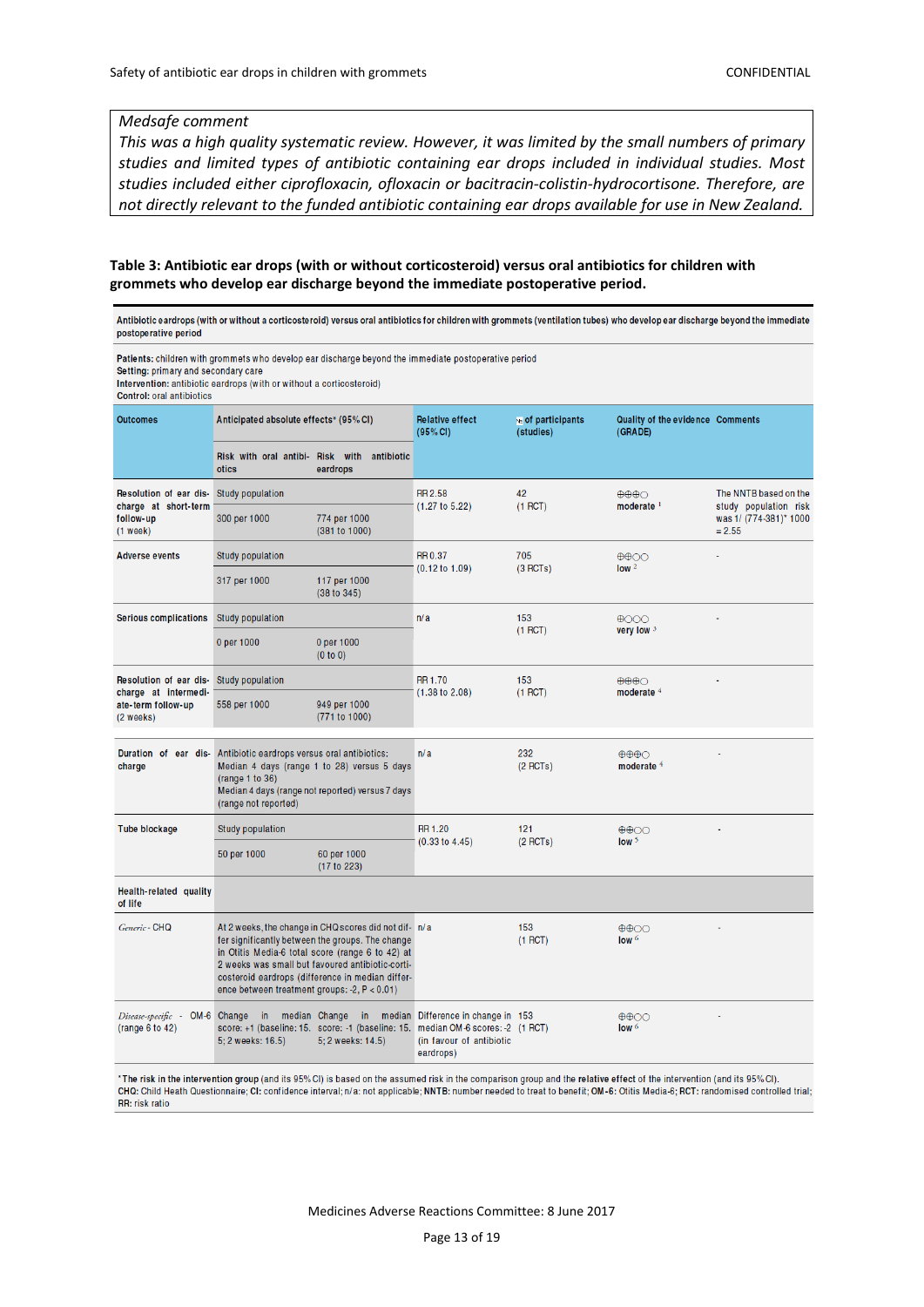*Medsafe comment*

*This was a high quality systematic review. However, it was limited by the small numbers of primary studies and limited types of antibiotic containing ear drops included in individual studies. Most studies included either ciprofloxacin, ofloxacin or bacitracin-colistin-hydrocortisone. Therefore, are not directly relevant to the funded antibiotic containing ear drops available for use in New Zealand.*

**Table 3: Antibiotic ear drops (with or without corticosteroid) versus oral antibiotics for children with grommets who develop ear discharge beyond the immediate postoperative period.**

**Antibiotic eardrops (with or without a corticosteroid) versus oral antibiotics for children with grommets (ventilation tubes) who develop ear discharge beyond the immediate postoperative period**

**Patients:** children with grommets who develop ear discharge beyond the immediate postoperative period
**Setting:** primary and secondary care
**Intervention:** antibiotic eardrops (with or without a corticosteroid)
**Control:** oral antibiotics

| Outcomes | Anticipated absolute effects* (95% CI) | | Relative effect (95% CI) | № of participants (studies) | Quality of the evidence (GRADE) | Comments |
|---|---|---|---|---|---|---|
| | Risk with oral antibiotics | Risk with antibiotic eardrops | | | | |
| Resolution of ear discharge at short-term follow-up (1 week) | Study population | | RR 2.58 (1.27 to 5.22) | 42 (1 RCT) | ⊕⊕⊕◯ moderate [1] | The NNTB based on the study population risk was 1/ (774-381)* 1000 = 2.55 |
| | 300 per 1000 | 774 per 1000 (381 to 1000) | | | | |
| Adverse events | Study population | | RR 0.37 (0.12 to 1.09) | 705 (3 RCTs) | ⊕⊕◯◯ low [2] | - |
| | 317 per 1000 | 117 per 1000 (38 to 345) | | | | |
| Serious complications | Study population | | n/a | 153 (1 RCT) | ⊕◯◯◯ very low [3] | - |
| | 0 per 1000 | 0 per 1000 (0 to 0) | | | | |
| Resolution of ear discharge at intermediate-term follow-up (2 weeks) | Study population | | RR 1.70 (1.38 to 2.08) | 153 (1 RCT) | ⊕⊕⊕◯ moderate [4] | - |
| | 558 per 1000 | 949 per 1000 (771 to 1000) | | | | |
| Duration of ear discharge | Antibiotic eardrops versus oral antibiotics: Median 4 days (range 1 to 28) versus 5 days (range 1 to 36) Median 4 days (range not reported) versus 7 days (range not reported) | | n/a | 232 (2 RCTs) | ⊕⊕⊕◯ moderate [4] | - |
| Tube blockage | Study population | | RR 1.20 (0.33 to 4.45) | 121 (2 RCTs) | ⊕⊕◯◯ low [5] | - |
| | 50 per 1000 | 60 per 1000 (17 to 223) | | | | |
| Health-related quality of life | | | | | | |
| *Generic* - CHQ | At 2 weeks, the change in CHQ scores did not differ significantly between the groups. The change in Otitis Media-6 total score (range 6 to 42) at 2 weeks was small but favoured antibiotic-corticosteroid eardrops (difference in median difference between treatment groups: -2, P < 0.01) | | n/a | 153 (1 RCT) | ⊕⊕◯◯ low [6] | - |
| *Disease-specific* - OM-6 (range 6 to 42) | Change in median score: +1 (baseline: 15, 2 weeks: 16.5) | Change in median score: -1 (baseline: 15, 2 weeks: 14.5) | Difference in change in median OM-6 scores: -2 (in favour of antibiotic eardrops) | 153 (1 RCT) | ⊕⊕◯◯ low [6] | - |

***The risk in the intervention group** (and its 95% CI) is based on the assumed risk in the comparison group and the **relative effect** of the intervention (and its 95% CI).
**CHQ:** Child Heath Questionnaire; **CI:** confidence interval; n/a: not applicable; **NNTB:** number needed to treat to benefit; **OM-6:** Otitis Media-6; **RCT:** randomised controlled trial; **RR:** risk ratio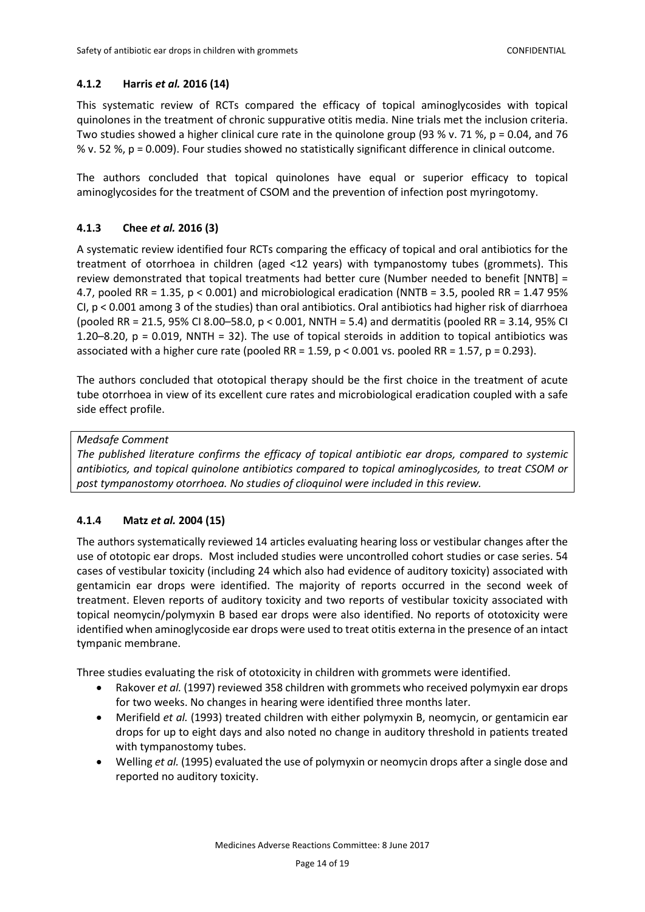#### 4.1.2 Harris *et al.* 2016 (14)

This systematic review of RCTs compared the efficacy of topical aminoglycosides with topical quinolones in the treatment of chronic suppurative otitis media. Nine trials met the inclusion criteria. Two studies showed a higher clinical cure rate in the quinolone group (93 % v. 71 %, $p = 0.04$, and 76 % v. 52 %, $p = 0.009$). Four studies showed no statistically significant difference in clinical outcome.

The authors concluded that topical quinolones have equal or superior efficacy to topical aminoglycosides for the treatment of CSOM and the prevention of infection post myringotomy.

#### 4.1.3 Chee *et al.* 2016 (3)

A systematic review identified four RCTs comparing the efficacy of topical and oral antibiotics for the treatment of otorrhoea in children (aged <12 years) with tympanostomy tubes (grommets). This review demonstrated that topical treatments had better cure (Number needed to benefit [NNTB] = 4.7, pooled RR = 1.35, $p < 0.001$) and microbiological eradication (NNTB = 3.5, pooled RR = 1.47 95% CI, $p < 0.001$ among 3 of the studies) than oral antibiotics. Oral antibiotics had higher risk of diarrhoea (pooled RR = 21.5, 95% CI 8.00–58.0, $p < 0.001$, NNTH = 5.4) and dermatitis (pooled RR = 3.14, 95% CI 1.20–8.20, $p = 0.019$, NNTH = 32). The use of topical steroids in addition to topical antibiotics was associated with a higher cure rate (pooled RR = 1.59, $p < 0.001$ vs. pooled RR = 1.57, $p = 0.293$).

The authors concluded that ototopical therapy should be the first choice in the treatment of acute tube otorrhoea in view of its excellent cure rates and microbiological eradication coupled with a safe side effect profile.

> *Medsafe Comment*
>
> *The published literature confirms the efficacy of topical antibiotic ear drops, compared to systemic antibiotics, and topical quinolone antibiotics compared to topical aminoglycosides, to treat CSOM or post tympanostomy otorrhoea. No studies of clioquinol were included in this review.*

#### 4.1.4 Matz *et al.* 2004 (15)

The authors systematically reviewed 14 articles evaluating hearing loss or vestibular changes after the use of ototopic ear drops. Most included studies were uncontrolled cohort studies or case series. 54 cases of vestibular toxicity (including 24 which also had evidence of auditory toxicity) associated with gentamicin ear drops were identified. The majority of reports occurred in the second week of treatment. Eleven reports of auditory toxicity and two reports of vestibular toxicity associated with topical neomycin/polymyxin B based ear drops were also identified. No reports of ototoxicity were identified when aminoglycoside ear drops were used to treat otitis externa in the presence of an intact tympanic membrane.

Three studies evaluating the risk of ototoxicity in children with grommets were identified.

- Rakover *et al.* (1997) reviewed 358 children with grommets who received polymyxin ear drops for two weeks. No changes in hearing were identified three months later.
- Merifield *et al.* (1993) treated children with either polymyxin B, neomycin, or gentamicin ear drops for up to eight days and also noted no change in auditory threshold in patients treated with tympanostomy tubes.
- Welling *et al.* (1995) evaluated the use of polymyxin or neomycin drops after a single dose and reported no auditory toxicity.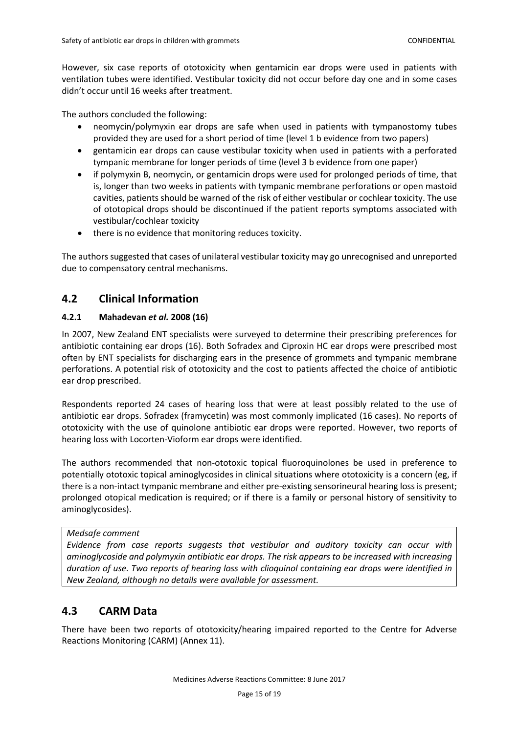However, six case reports of ototoxicity when gentamicin ear drops were used in patients with ventilation tubes were identified. Vestibular toxicity did not occur before day one and in some cases didn't occur until 16 weeks after treatment.

The authors concluded the following:

- neomycin/polymyxin ear drops are safe when used in patients with tympanostomy tubes provided they are used for a short period of time (level 1 b evidence from two papers)
- gentamicin ear drops can cause vestibular toxicity when used in patients with a perforated tympanic membrane for longer periods of time (level 3 b evidence from one paper)
- if polymyxin B, neomycin, or gentamicin drops were used for prolonged periods of time, that is, longer than two weeks in patients with tympanic membrane perforations or open mastoid cavities, patients should be warned of the risk of either vestibular or cochlear toxicity. The use of ototopical drops should be discontinued if the patient reports symptoms associated with vestibular/cochlear toxicity
- there is no evidence that monitoring reduces toxicity.

The authors suggested that cases of unilateral vestibular toxicity may go unrecognised and unreported due to compensatory central mechanisms.

## 4.2 Clinical Information

### 4.2.1 Mahadevan *et al.* 2008 (16)

In 2007, New Zealand ENT specialists were surveyed to determine their prescribing preferences for antibiotic containing ear drops (16). Both Sofradex and Ciproxin HC ear drops were prescribed most often by ENT specialists for discharging ears in the presence of grommets and tympanic membrane perforations. A potential risk of ototoxicity and the cost to patients affected the choice of antibiotic ear drop prescribed.

Respondents reported 24 cases of hearing loss that were at least possibly related to the use of antibiotic ear drops. Sofradex (framycetin) was most commonly implicated (16 cases). No reports of ototoxicity with the use of quinolone antibiotic ear drops were reported. However, two reports of hearing loss with Locorten-Vioform ear drops were identified.

The authors recommended that non-ototoxic topical fluoroquinolones be used in preference to potentially ototoxic topical aminoglycosides in clinical situations where ototoxicity is a concern (eg, if there is a non-intact tympanic membrane and either pre-existing sensorineural hearing loss is present; prolonged otopical medication is required; or if there is a family or personal history of sensitivity to aminoglycosides).

> *Medsafe comment*
>
> *Evidence from case reports suggests that vestibular and auditory toxicity can occur with aminoglycoside and polymyxin antibiotic ear drops. The risk appears to be increased with increasing duration of use. Two reports of hearing loss with clioquinol containing ear drops were identified in New Zealand, although no details were available for assessment.*

## 4.3 CARM Data

There have been two reports of ototoxicity/hearing impaired reported to the Centre for Adverse Reactions Monitoring (CARM) (Annex 11).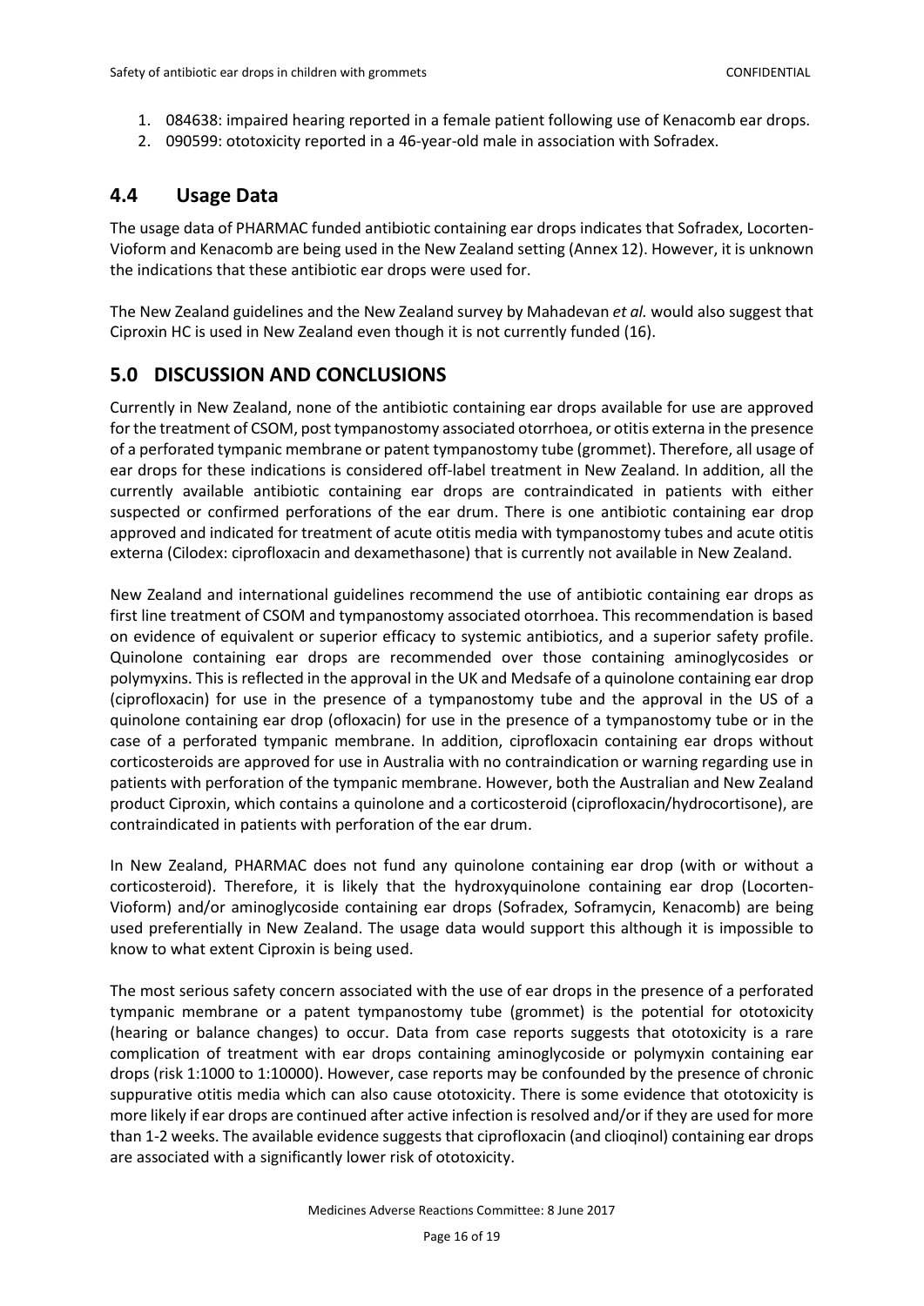1. 084638: impaired hearing reported in a female patient following use of Kenacomb ear drops.
2. 090599: ototoxicity reported in a 46-year-old male in association with Sofradex.

## 4.4 Usage Data

The usage data of PHARMAC funded antibiotic containing ear drops indicates that Sofradex, Locorten-Vioform and Kenacomb are being used in the New Zealand setting (Annex 12). However, it is unknown the indications that these antibiotic ear drops were used for.

The New Zealand guidelines and the New Zealand survey by Mahadevan *et al.* would also suggest that Ciproxin HC is used in New Zealand even though it is not currently funded (16).

# 5.0 DISCUSSION AND CONCLUSIONS

Currently in New Zealand, none of the antibiotic containing ear drops available for use are approved for the treatment of CSOM, post tympanostomy associated otorrhoea, or otitis externa in the presence of a perforated tympanic membrane or patent tympanostomy tube (grommet). Therefore, all usage of ear drops for these indications is considered off-label treatment in New Zealand. In addition, all the currently available antibiotic containing ear drops are contraindicated in patients with either suspected or confirmed perforations of the ear drum. There is one antibiotic containing ear drop approved and indicated for treatment of acute otitis media with tympanostomy tubes and acute otitis externa (Cilodex: ciprofloxacin and dexamethasone) that is currently not available in New Zealand.

New Zealand and international guidelines recommend the use of antibiotic containing ear drops as first line treatment of CSOM and tympanostomy associated otorrhoea. This recommendation is based on evidence of equivalent or superior efficacy to systemic antibiotics, and a superior safety profile. Quinolone containing ear drops are recommended over those containing aminoglycosides or polymyxins. This is reflected in the approval in the UK and Medsafe of a quinolone containing ear drop (ciprofloxacin) for use in the presence of a tympanostomy tube and the approval in the US of a quinolone containing ear drop (ofloxacin) for use in the presence of a tympanostomy tube or in the case of a perforated tympanic membrane. In addition, ciprofloxacin containing ear drops without corticosteroids are approved for use in Australia with no contraindication or warning regarding use in patients with perforation of the tympanic membrane. However, both the Australian and New Zealand product Ciproxin, which contains a quinolone and a corticosteroid (ciprofloxacin/hydrocortisone), are contraindicated in patients with perforation of the ear drum.

In New Zealand, PHARMAC does not fund any quinolone containing ear drop (with or without a corticosteroid). Therefore, it is likely that the hydroxyquinolone containing ear drop (Locorten-Vioform) and/or aminoglycoside containing ear drops (Sofradex, Soframycin, Kenacomb) are being used preferentially in New Zealand. The usage data would support this although it is impossible to know to what extent Ciproxin is being used.

The most serious safety concern associated with the use of ear drops in the presence of a perforated tympanic membrane or a patent tympanostomy tube (grommet) is the potential for ototoxicity (hearing or balance changes) to occur. Data from case reports suggests that ototoxicity is a rare complication of treatment with ear drops containing aminoglycoside or polymyxin containing ear drops (risk 1:1000 to 1:10000). However, case reports may be confounded by the presence of chronic suppurative otitis media which can also cause ototoxicity. There is some evidence that ototoxicity is more likely if ear drops are continued after active infection is resolved and/or if they are used for more than 1-2 weeks. The available evidence suggests that ciprofloxacin (and clioqinol) containing ear drops are associated with a significantly lower risk of ototoxicity.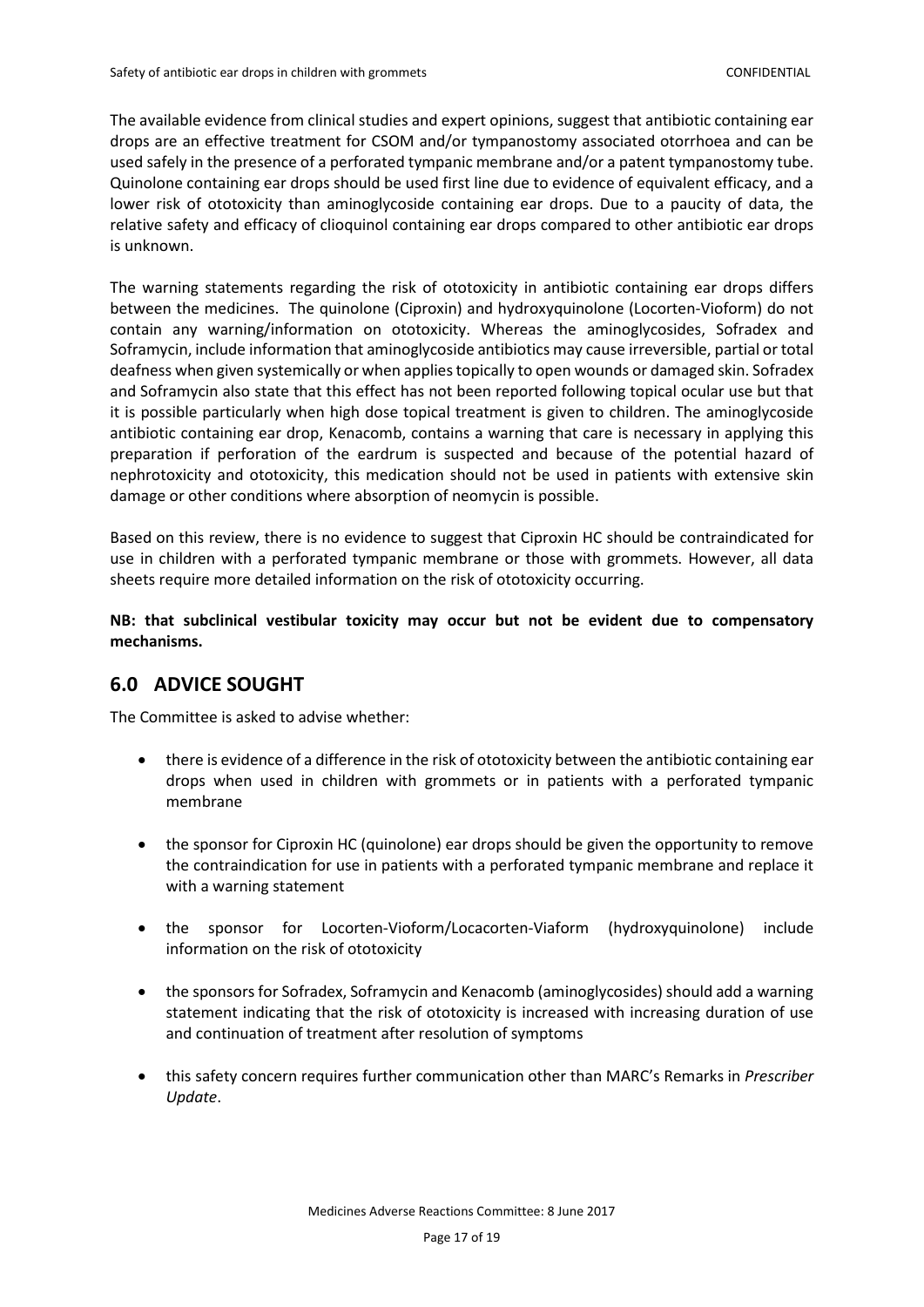The available evidence from clinical studies and expert opinions, suggest that antibiotic containing ear drops are an effective treatment for CSOM and/or tympanostomy associated otorrhoea and can be used safely in the presence of a perforated tympanic membrane and/or a patent tympanostomy tube. Quinolone containing ear drops should be used first line due to evidence of equivalent efficacy, and a lower risk of ototoxicity than aminoglycoside containing ear drops. Due to a paucity of data, the relative safety and efficacy of clioquinol containing ear drops compared to other antibiotic ear drops is unknown.

The warning statements regarding the risk of ototoxicity in antibiotic containing ear drops differs between the medicines. The quinolone (Ciproxin) and hydroxyquinolone (Locorten-Vioform) do not contain any warning/information on ototoxicity. Whereas the aminoglycosides, Sofradex and Soframycin, include information that aminoglycoside antibiotics may cause irreversible, partial or total deafness when given systemically or when applies topically to open wounds or damaged skin. Sofradex and Soframycin also state that this effect has not been reported following topical ocular use but that it is possible particularly when high dose topical treatment is given to children. The aminoglycoside antibiotic containing ear drop, Kenacomb, contains a warning that care is necessary in applying this preparation if perforation of the eardrum is suspected and because of the potential hazard of nephrotoxicity and ototoxicity, this medication should not be used in patients with extensive skin damage or other conditions where absorption of neomycin is possible.

Based on this review, there is no evidence to suggest that Ciproxin HC should be contraindicated for use in children with a perforated tympanic membrane or those with grommets. However, all data sheets require more detailed information on the risk of ototoxicity occurring.

**NB: that subclinical vestibular toxicity may occur but not be evident due to compensatory mechanisms.**

## 6.0 ADVICE SOUGHT

The Committee is asked to advise whether:

- there is evidence of a difference in the risk of ototoxicity between the antibiotic containing ear drops when used in children with grommets or in patients with a perforated tympanic membrane
- the sponsor for Ciproxin HC (quinolone) ear drops should be given the opportunity to remove the contraindication for use in patients with a perforated tympanic membrane and replace it with a warning statement
- the sponsor for Locorten-Vioform/Locacorten-Viaform (hydroxyquinolone) include information on the risk of ototoxicity
- the sponsors for Sofradex, Soframycin and Kenacomb (aminoglycosides) should add a warning statement indicating that the risk of ototoxicity is increased with increasing duration of use and continuation of treatment after resolution of symptoms
- this safety concern requires further communication other than MARC's Remarks in *Prescriber Update*.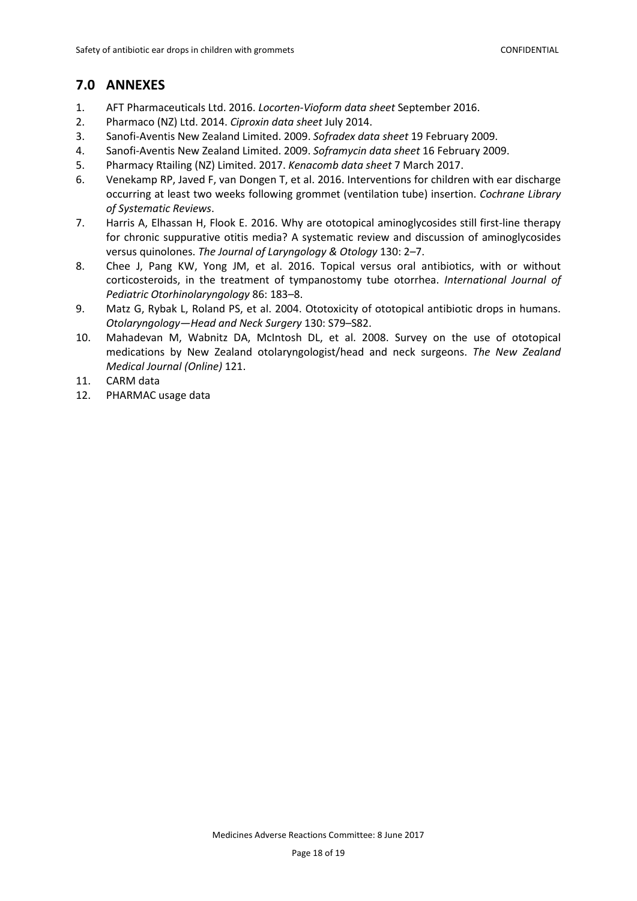## 7.0 ANNEXES

1. AFT Pharmaceuticals Ltd. 2016. *Locorten-Vioform data sheet* September 2016.
2. Pharmaco (NZ) Ltd. 2014. *Ciproxin data sheet* July 2014.
3. Sanofi-Aventis New Zealand Limited. 2009. *Sofradex data sheet* 19 February 2009.
4. Sanofi-Aventis New Zealand Limited. 2009. *Soframycin data sheet* 16 February 2009.
5. Pharmacy Rtailing (NZ) Limited. 2017. *Kenacomb data sheet* 7 March 2017.
6. Venekamp RP, Javed F, van Dongen T, et al. 2016. Interventions for children with ear discharge occurring at least two weeks following grommet (ventilation tube) insertion. *Cochrane Library of Systematic Reviews*.
7. Harris A, Elhassan H, Flook E. 2016. Why are ototopical aminoglycosides still first-line therapy for chronic suppurative otitis media? A systematic review and discussion of aminoglycosides versus quinolones. *The Journal of Laryngology & Otology* 130: 2–7.
8. Chee J, Pang KW, Yong JM, et al. 2016. Topical versus oral antibiotics, with or without corticosteroids, in the treatment of tympanostomy tube otorrhea. *International Journal of Pediatric Otorhinolaryngology* 86: 183–8.
9. Matz G, Rybak L, Roland PS, et al. 2004. Ototoxicity of ototopical antibiotic drops in humans. *Otolaryngology—Head and Neck Surgery* 130: S79–S82.
10. Mahadevan M, Wabnitz DA, McIntosh DL, et al. 2008. Survey on the use of ototopical medications by New Zealand otolaryngologist/head and neck surgeons. *The New Zealand Medical Journal (Online)* 121.
11. CARM data
12. PHARMAC usage data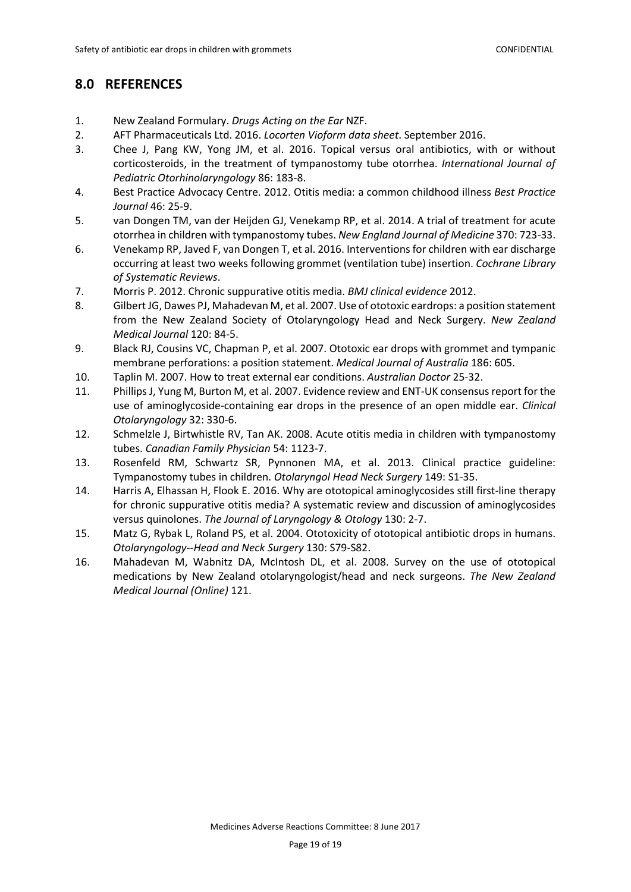## 8.0 REFERENCES

1. New Zealand Formulary. *Drugs Acting on the Ear* NZF.
2. AFT Pharmaceuticals Ltd. 2016. *Locorten Vioform data sheet*. September 2016.
3. Chee J, Pang KW, Yong JM, et al. 2016. Topical versus oral antibiotics, with or without corticosteroids, in the treatment of tympanostomy tube otorrhea. *International Journal of Pediatric Otorhinolaryngology* 86: 183-8.
4. Best Practice Advocacy Centre. 2012. Otitis media: a common childhood illness *Best Practice Journal* 46: 25-9.
5. van Dongen TM, van der Heijden GJ, Venekamp RP, et al. 2014. A trial of treatment for acute otorrhea in children with tympanostomy tubes. *New England Journal of Medicine* 370: 723-33.
6. Venekamp RP, Javed F, van Dongen T, et al. 2016. Interventions for children with ear discharge occurring at least two weeks following grommet (ventilation tube) insertion. *Cochrane Library of Systematic Reviews*.
7. Morris P. 2012. Chronic suppurative otitis media. *BMJ clinical evidence* 2012.
8. Gilbert JG, Dawes PJ, Mahadevan M, et al. 2007. Use of ototoxic eardrops: a position statement from the New Zealand Society of Otolaryngology Head and Neck Surgery. *New Zealand Medical Journal* 120: 84-5.
9. Black RJ, Cousins VC, Chapman P, et al. 2007. Ototoxic ear drops with grommet and tympanic membrane perforations: a position statement. *Medical Journal of Australia* 186: 605.
10. Taplin M. 2007. How to treat external ear conditions. *Australian Doctor* 25-32.
11. Phillips J, Yung M, Burton M, et al. 2007. Evidence review and ENT-UK consensus report for the use of aminoglycoside-containing ear drops in the presence of an open middle ear. *Clinical Otolaryngology* 32: 330-6.
12. Schmelzle J, Birtwhistle RV, Tan AK. 2008. Acute otitis media in children with tympanostomy tubes. *Canadian Family Physician* 54: 1123-7.
13. Rosenfeld RM, Schwartz SR, Pynnonen MA, et al. 2013. Clinical practice guideline: Tympanostomy tubes in children. *Otolaryngol Head Neck Surgery* 149: S1-35.
14. Harris A, Elhassan H, Flook E. 2016. Why are ototopical aminoglycosides still first-line therapy for chronic suppurative otitis media? A systematic review and discussion of aminoglycosides versus quinolones. *The Journal of Laryngology & Otology* 130: 2-7.
15. Matz G, Rybak L, Roland PS, et al. 2004. Ototoxicity of ototopical antibiotic drops in humans. *Otolaryngology--Head and Neck Surgery* 130: S79-S82.
16. Mahadevan M, Wabnitz DA, McIntosh DL, et al. 2008. Survey on the use of ototopical medications by New Zealand otolaryngologist/head and neck surgeons. *The New Zealand Medical Journal (Online)* 121.